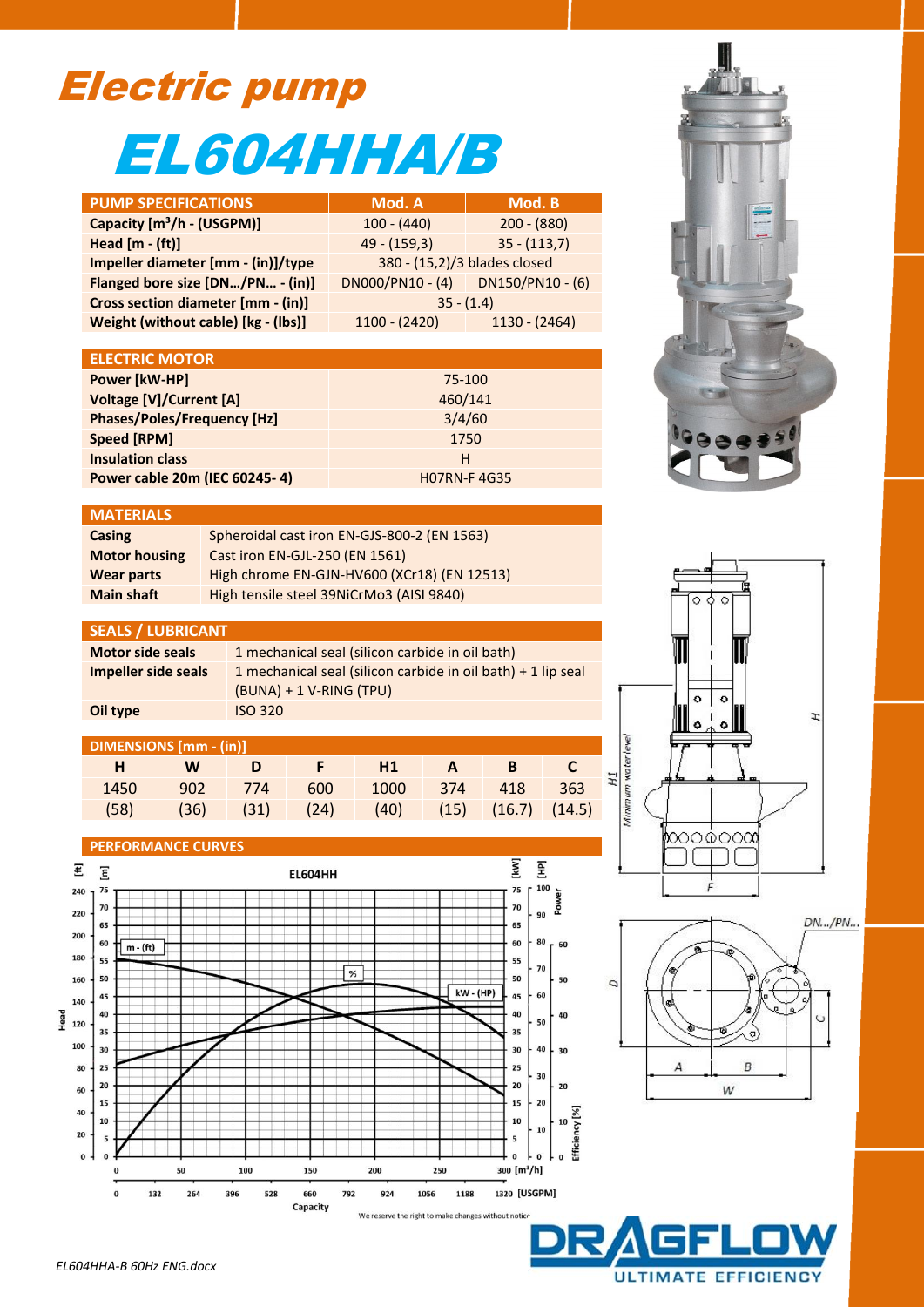# Electric pump

# EL604HHA/B

| PUMP SPECIFICATIONS | Mod. A | Mod. B |
|---|---|---|
| Capacity [m³/h - (USGPM)] | 100 - (440) | 200 - (880) |
| Head [m - (ft)] | 49 - (159,3) | 35 - (113,7) |
| Impeller diameter [mm - (in)]/type | 380 - (15,2)/3 blades closed | |
| Flanged bore size [DN.../PN... - (in)] | DN000/PN10 - (4) | DN150/PN10 - (6) |
| Cross section diameter [mm - (in)] | 35 - (1.4) | |
| Weight (without cable) [kg - (lbs)] | 1100 - (2420) | 1130 - (2464) |

| ELECTRIC MOTOR | |
|---|---|
| Power [kW-HP] | 75-100 |
| Voltage [V]/Current [A] | 460/141 |
| Phases/Poles/Frequency [Hz] | 3/4/60 |
| Speed [RPM] | 1750 |
| Insulation class | H |
| Power cable 20m (IEC 60245- 4) | H07RN-F 4G35 |

| MATERIALS | |
|---|---|
| Casing | Spheroidal cast iron EN-GJS-800-2 (EN 1563) |
| Motor housing | Cast iron EN-GJL-250 (EN 1561) |
| Wear parts | High chrome EN-GJN-HV600 (XCr18) (EN 12513) |
| Main shaft | High tensile steel 39NiCrMo3 (AISI 9840) |

| SEALS / LUBRICANT | |
|---|---|
| Motor side seals | 1 mechanical seal (silicon carbide in oil bath) |
| Impeller side seals | 1 mechanical seal (silicon carbide in oil bath) + 1 lip seal (BUNA) + 1 V-RING (TPU) |
| Oil type | ISO 320 |

| DIMENSIONS [mm - (in)] | | | | | | | |
|---|---|---|---|---|---|---|---|
| H | W | D | F | H1 | A | B | C |
| 1450 | 902 | 774 | 600 | 1000 | 374 | 418 | 363 |
| (58) | (36) | (31) | (24) | (40) | (15) | (16.7) | (14.5) |

## PERFORMANCE CURVES

We reserve the right to make changes without notice

EL604HHA-B 60Hz ENG.docx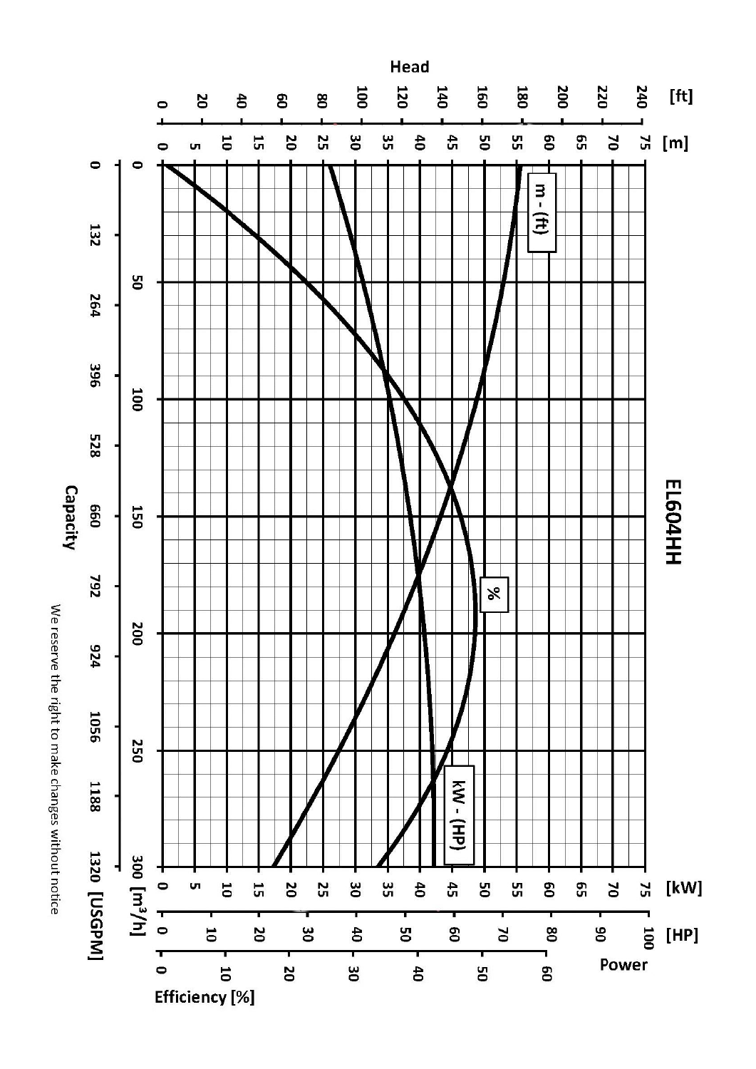# EL604HH

Head

[ft] 0 20 40 60 80 100 120 140 160 180 200 220 240

[m] 0 5 10 15 20 25 30 35 40 45 50 55 60 65 70 75

m - (ft)

%

kW - (HP)

Capacity

[m³/h] 0 50 100 150 200 250 300

[USGPM] 0 132 264 396 528 660 792 924 1056 1188 1320

Power

[kW] 0 5 10 15 20 25 30 35 40 45 50 55 60 65 70 75

[HP] 0 10 20 30 40 50 60 70 80 90 100

Efficiency [%] 0 10 20 30 40 50 60

We reserve the right to make changes without notice